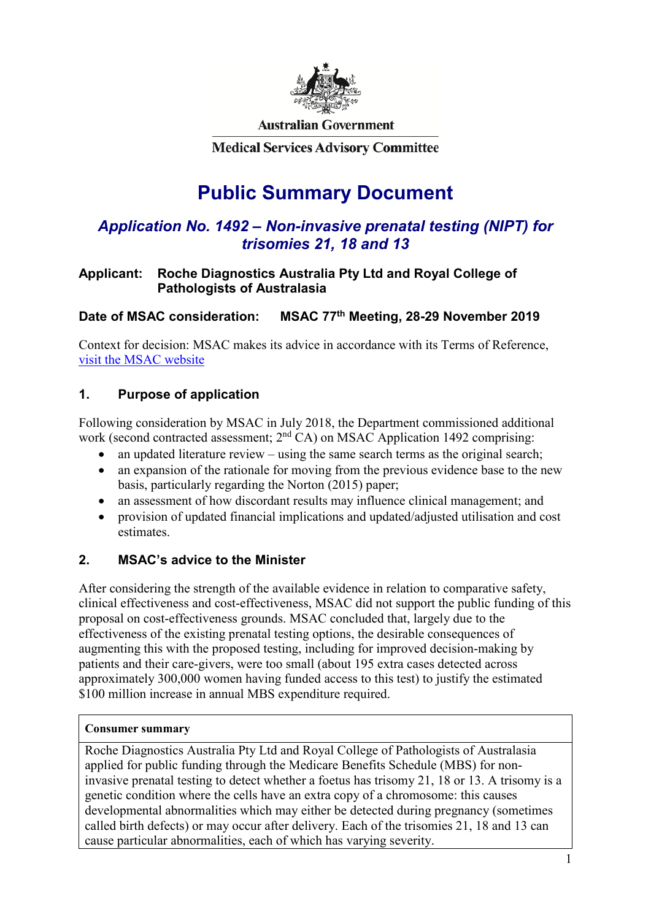Australian Government

Medical Services Advisory Committee

# Public Summary Document

## *Application No. 1492 – Non-invasive prenatal testing (NIPT) for trisomies 21, 18 and 13*

**Applicant: Roche Diagnostics Australia Pty Ltd and Royal College of Pathologists of Australasia**

**Date of MSAC consideration: MSAC 77th Meeting, 28-29 November 2019**

Context for decision: MSAC makes its advice in accordance with its Terms of Reference, [visit the MSAC website](#)

### 1. Purpose of application

Following consideration by MSAC in July 2018, the Department commissioned additional work (second contracted assessment; 2nd CA) on MSAC Application 1492 comprising:

- an updated literature review – using the same search terms as the original search;
- an expansion of the rationale for moving from the previous evidence base to the new basis, particularly regarding the Norton (2015) paper;
- an assessment of how discordant results may influence clinical management; and
- provision of updated financial implications and updated/adjusted utilisation and cost estimates.

### 2. MSAC's advice to the Minister

After considering the strength of the available evidence in relation to comparative safety, clinical effectiveness and cost-effectiveness, MSAC did not support the public funding of this proposal on cost-effectiveness grounds. MSAC concluded that, largely due to the effectiveness of the existing prenatal testing options, the desirable consequences of augmenting this with the proposed testing, including for improved decision-making by patients and their care-givers, were too small (about 195 extra cases detected across approximately 300,000 women having funded access to this test) to justify the estimated $100 million increase in annual MBS expenditure required.

| **Consumer summary** |
|---|
| Roche Diagnostics Australia Pty Ltd and Royal College of Pathologists of Australasia applied for public funding through the Medicare Benefits Schedule (MBS) for non-invasive prenatal testing to detect whether a foetus has trisomy 21, 18 or 13. A trisomy is a genetic condition where the cells have an extra copy of a chromosome: this causes developmental abnormalities which may either be detected during pregnancy (sometimes called birth defects) or may occur after delivery. Each of the trisomies 21, 18 and 13 can cause particular abnormalities, each of which has varying severity. |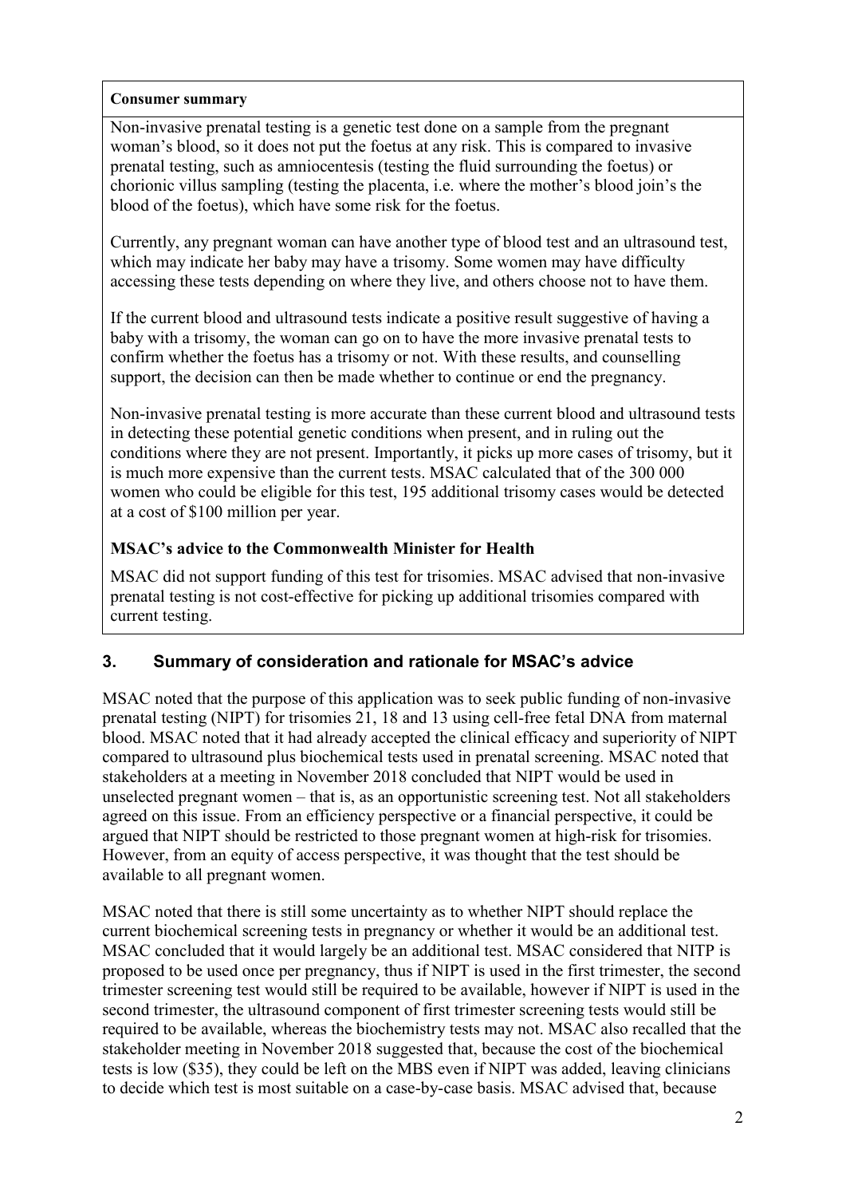**Consumer summary**

Non-invasive prenatal testing is a genetic test done on a sample from the pregnant woman's blood, so it does not put the foetus at any risk. This is compared to invasive prenatal testing, such as amniocentesis (testing the fluid surrounding the foetus) or chorionic villus sampling (testing the placenta, i.e. where the mother's blood join's the blood of the foetus), which have some risk for the foetus.

Currently, any pregnant woman can have another type of blood test and an ultrasound test, which may indicate her baby may have a trisomy. Some women may have difficulty accessing these tests depending on where they live, and others choose not to have them.

If the current blood and ultrasound tests indicate a positive result suggestive of having a baby with a trisomy, the woman can go on to have the more invasive prenatal tests to confirm whether the foetus has a trisomy or not. With these results, and counselling support, the decision can then be made whether to continue or end the pregnancy.

Non-invasive prenatal testing is more accurate than these current blood and ultrasound tests in detecting these potential genetic conditions when present, and in ruling out the conditions where they are not present. Importantly, it picks up more cases of trisomy, but it is much more expensive than the current tests. MSAC calculated that of the 300 000 women who could be eligible for this test, 195 additional trisomy cases would be detected at a cost of $100 million per year.

**MSAC's advice to the Commonwealth Minister for Health**

MSAC did not support funding of this test for trisomies. MSAC advised that non-invasive prenatal testing is not cost-effective for picking up additional trisomies compared with current testing.

## 3. Summary of consideration and rationale for MSAC's advice

MSAC noted that the purpose of this application was to seek public funding of non-invasive prenatal testing (NIPT) for trisomies 21, 18 and 13 using cell-free fetal DNA from maternal blood. MSAC noted that it had already accepted the clinical efficacy and superiority of NIPT compared to ultrasound plus biochemical tests used in prenatal screening. MSAC noted that stakeholders at a meeting in November 2018 concluded that NIPT would be used in unselected pregnant women – that is, as an opportunistic screening test. Not all stakeholders agreed on this issue. From an efficiency perspective or a financial perspective, it could be argued that NIPT should be restricted to those pregnant women at high-risk for trisomies. However, from an equity of access perspective, it was thought that the test should be available to all pregnant women.

MSAC noted that there is still some uncertainty as to whether NIPT should replace the current biochemical screening tests in pregnancy or whether it would be an additional test. MSAC concluded that it would largely be an additional test. MSAC considered that NITP is proposed to be used once per pregnancy, thus if NIPT is used in the first trimester, the second trimester screening test would still be required to be available, however if NIPT is used in the second trimester, the ultrasound component of first trimester screening tests would still be required to be available, whereas the biochemistry tests may not. MSAC also recalled that the stakeholder meeting in November 2018 suggested that, because the cost of the biochemical tests is low ($35), they could be left on the MBS even if NIPT was added, leaving clinicians to decide which test is most suitable on a case-by-case basis. MSAC advised that, because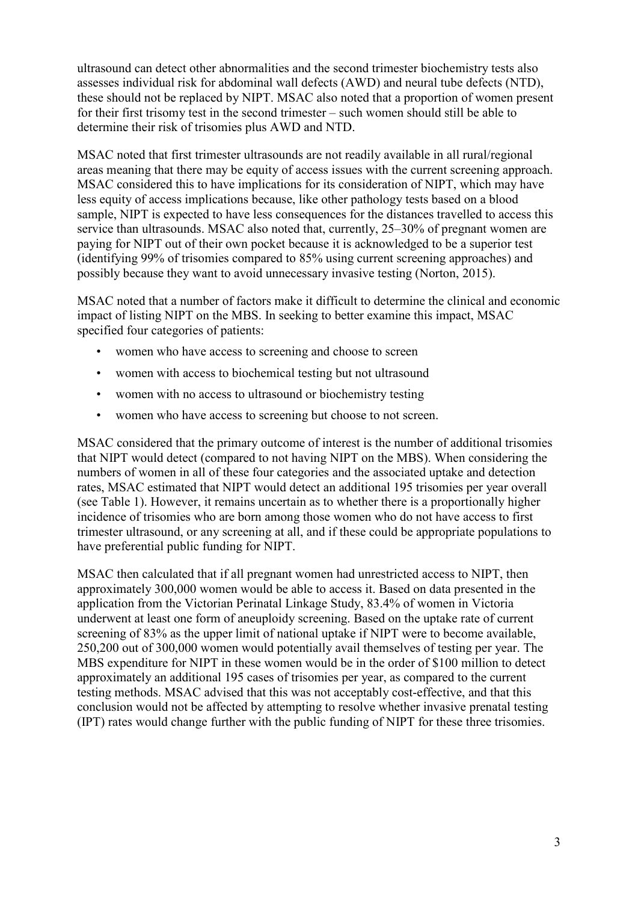ultrasound can detect other abnormalities and the second trimester biochemistry tests also assesses individual risk for abdominal wall defects (AWD) and neural tube defects (NTD), these should not be replaced by NIPT. MSAC also noted that a proportion of women present for their first trisomy test in the second trimester – such women should still be able to determine their risk of trisomies plus AWD and NTD.

MSAC noted that first trimester ultrasounds are not readily available in all rural/regional areas meaning that there may be equity of access issues with the current screening approach. MSAC considered this to have implications for its consideration of NIPT, which may have less equity of access implications because, like other pathology tests based on a blood sample, NIPT is expected to have less consequences for the distances travelled to access this service than ultrasounds. MSAC also noted that, currently, 25–30% of pregnant women are paying for NIPT out of their own pocket because it is acknowledged to be a superior test (identifying 99% of trisomies compared to 85% using current screening approaches) and possibly because they want to avoid unnecessary invasive testing (Norton, 2015).

MSAC noted that a number of factors make it difficult to determine the clinical and economic impact of listing NIPT on the MBS. In seeking to better examine this impact, MSAC specified four categories of patients:

- women who have access to screening and choose to screen
- women with access to biochemical testing but not ultrasound
- women with no access to ultrasound or biochemistry testing
- women who have access to screening but choose to not screen.

MSAC considered that the primary outcome of interest is the number of additional trisomies that NIPT would detect (compared to not having NIPT on the MBS). When considering the numbers of women in all of these four categories and the associated uptake and detection rates, MSAC estimated that NIPT would detect an additional 195 trisomies per year overall (see Table 1). However, it remains uncertain as to whether there is a proportionally higher incidence of trisomies who are born among those women who do not have access to first trimester ultrasound, or any screening at all, and if these could be appropriate populations to have preferential public funding for NIPT.

MSAC then calculated that if all pregnant women had unrestricted access to NIPT, then approximately 300,000 women would be able to access it. Based on data presented in the application from the Victorian Perinatal Linkage Study, 83.4% of women in Victoria underwent at least one form of aneuploidy screening. Based on the uptake rate of current screening of 83% as the upper limit of national uptake if NIPT were to become available, 250,200 out of 300,000 women would potentially avail themselves of testing per year. The MBS expenditure for NIPT in these women would be in the order of $100 million to detect approximately an additional 195 cases of trisomies per year, as compared to the current testing methods. MSAC advised that this was not acceptably cost-effective, and that this conclusion would not be affected by attempting to resolve whether invasive prenatal testing (IPT) rates would change further with the public funding of NIPT for these three trisomies.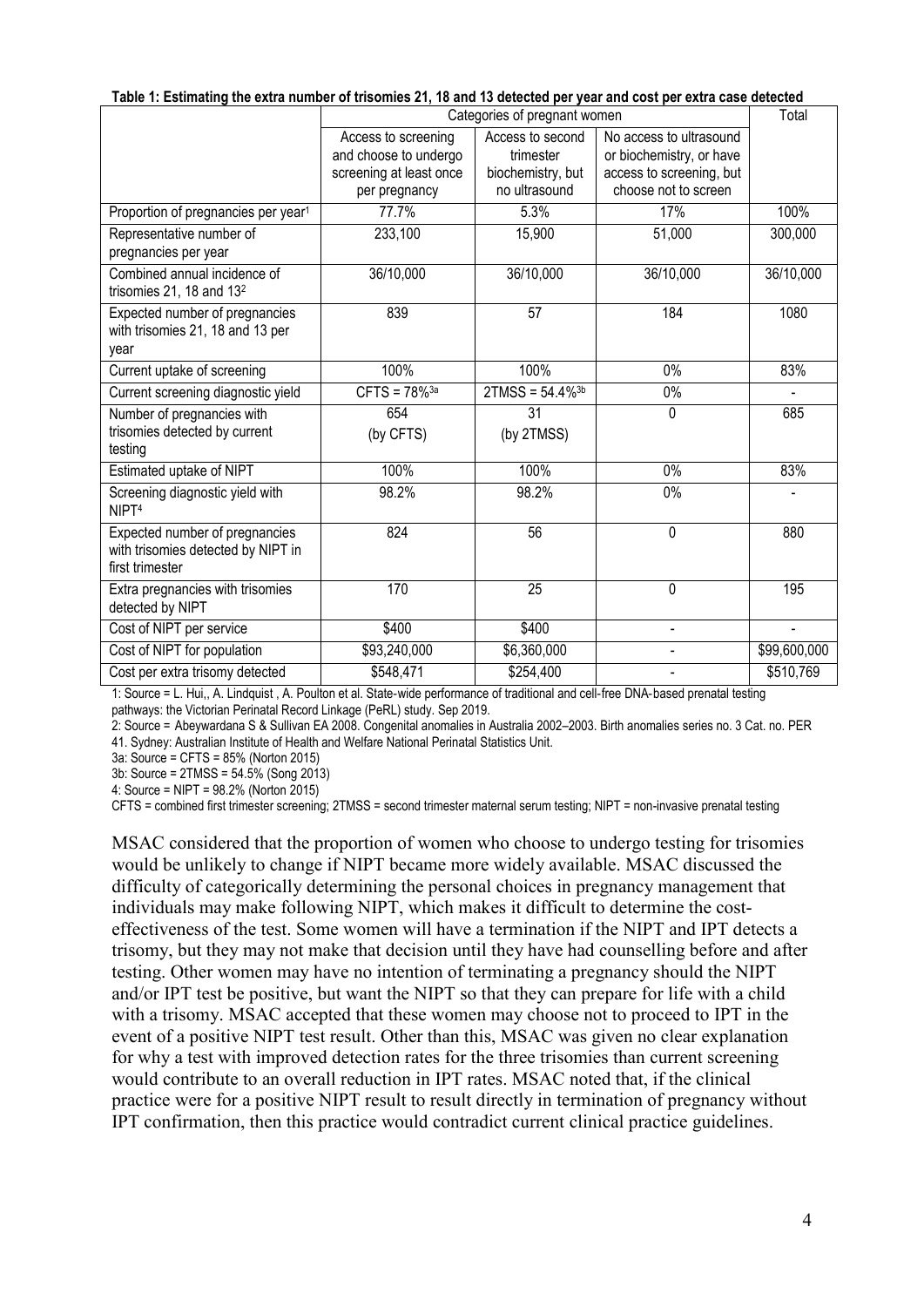**Table 1: Estimating the extra number of trisomies 21, 18 and 13 detected per year and cost per extra case detected**

| | Categories of pregnant women | | | Total |
|---|---|---|---|---|
| | Access to screening and choose to undergo screening at least once per pregnancy | Access to second trimester biochemistry, but no ultrasound | No access to ultrasound or biochemistry, or have access to screening, but choose not to screen | |
| Proportion of pregnancies per year[1] | 77.7% | 5.3% | 17% | 100% |
| Representative number of pregnancies per year | 233,100 | 15,900 | 51,000 | 300,000 |
| Combined annual incidence of trisomies 21, 18 and 13[2] | 36/10,000 | 36/10,000 | 36/10,000 | 36/10,000 |
| Expected number of pregnancies with trisomies 21, 18 and 13 per year | 839 | 57 | 184 | 1080 |
| Current uptake of screening | 100% | 100% | 0% | 83% |
| Current screening diagnostic yield | CFTS = 78%[3a] | 2TMSS = 54.4%[3b] | 0% | - |
| Number of pregnancies with trisomies detected by current testing | 654 (by CFTS) | 31 (by 2TMSS) | 0 | 685 |
| Estimated uptake of NIPT | 100% | 100% | 0% | 83% |
| Screening diagnostic yield with NIPT[4] | 98.2% | 98.2% | 0% | - |
| Expected number of pregnancies with trisomies detected by NIPT in first trimester | 824 | 56 | 0 | 880 |
| Extra pregnancies with trisomies detected by NIPT | 170 | 25 | 0 | 195 |
| Cost of NIPT per service | \$400 | \$400 | - | - |
| Cost of NIPT for population | \$93,240,000 | \$6,360,000 | - | \$99,600,000 |
| Cost per extra trisomy detected | \$548,471 | \$254,400 | - | \$510,769 |

1: Source = L. Hui,, A. Lindquist , A. Poulton et al. State-wide performance of traditional and cell-free DNA-based prenatal testing pathways: the Victorian Perinatal Record Linkage (PeRL) study. Sep 2019.
2: Source = Abeywardana S & Sullivan EA 2008. Congenital anomalies in Australia 2002–2003. Birth anomalies series no. 3 Cat. no. PER 41. Sydney: Australian Institute of Health and Welfare National Perinatal Statistics Unit.
3a: Source = CFTS = 85% (Norton 2015)
3b: Source = 2TMSS = 54.5% (Song 2013)
4: Source = NIPT = 98.2% (Norton 2015)
CFTS = combined first trimester screening; 2TMSS = second trimester maternal serum testing; NIPT = non-invasive prenatal testing

MSAC considered that the proportion of women who choose to undergo testing for trisomies would be unlikely to change if NIPT became more widely available. MSAC discussed the difficulty of categorically determining the personal choices in pregnancy management that individuals may make following NIPT, which makes it difficult to determine the cost-effectiveness of the test. Some women will have a termination if the NIPT and IPT detects a trisomy, but they may not make that decision until they have had counselling before and after testing. Other women may have no intention of terminating a pregnancy should the NIPT and/or IPT test be positive, but want the NIPT so that they can prepare for life with a child with a trisomy. MSAC accepted that these women may choose not to proceed to IPT in the event of a positive NIPT test result. Other than this, MSAC was given no clear explanation for why a test with improved detection rates for the three trisomies than current screening would contribute to an overall reduction in IPT rates. MSAC noted that, if the clinical practice were for a positive NIPT result to result directly in termination of pregnancy without IPT confirmation, then this practice would contradict current clinical practice guidelines.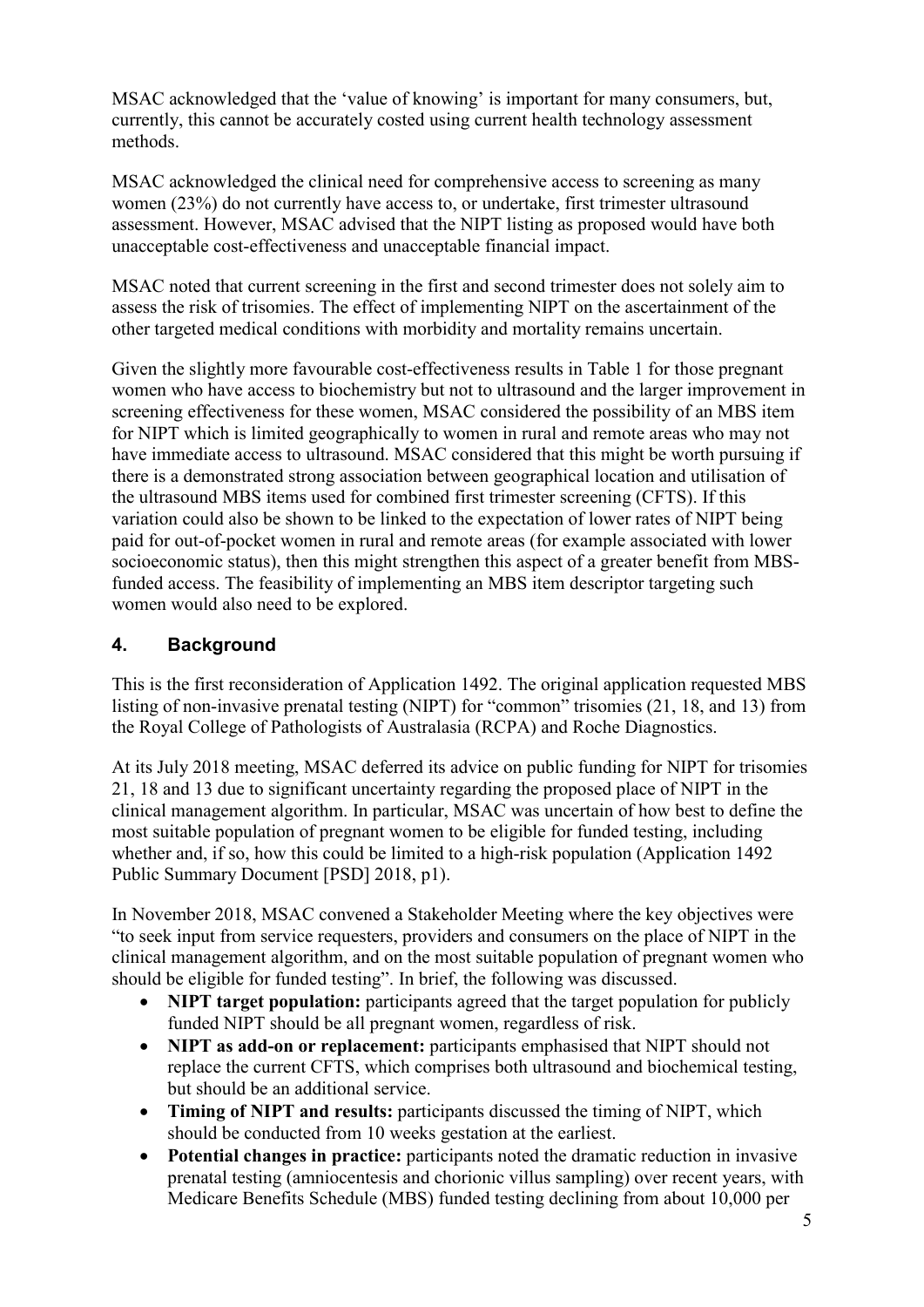MSAC acknowledged that the 'value of knowing' is important for many consumers, but, currently, this cannot be accurately costed using current health technology assessment methods.

MSAC acknowledged the clinical need for comprehensive access to screening as many women (23%) do not currently have access to, or undertake, first trimester ultrasound assessment. However, MSAC advised that the NIPT listing as proposed would have both unacceptable cost-effectiveness and unacceptable financial impact.

MSAC noted that current screening in the first and second trimester does not solely aim to assess the risk of trisomies. The effect of implementing NIPT on the ascertainment of the other targeted medical conditions with morbidity and mortality remains uncertain.

Given the slightly more favourable cost-effectiveness results in Table 1 for those pregnant women who have access to biochemistry but not to ultrasound and the larger improvement in screening effectiveness for these women, MSAC considered the possibility of an MBS item for NIPT which is limited geographically to women in rural and remote areas who may not have immediate access to ultrasound. MSAC considered that this might be worth pursuing if there is a demonstrated strong association between geographical location and utilisation of the ultrasound MBS items used for combined first trimester screening (CFTS). If this variation could also be shown to be linked to the expectation of lower rates of NIPT being paid for out-of-pocket women in rural and remote areas (for example associated with lower socioeconomic status), then this might strengthen this aspect of a greater benefit from MBS-funded access. The feasibility of implementing an MBS item descriptor targeting such women would also need to be explored.

## 4. Background

This is the first reconsideration of Application 1492. The original application requested MBS listing of non-invasive prenatal testing (NIPT) for "common" trisomies (21, 18, and 13) from the Royal College of Pathologists of Australasia (RCPA) and Roche Diagnostics.

At its July 2018 meeting, MSAC deferred its advice on public funding for NIPT for trisomies 21, 18 and 13 due to significant uncertainty regarding the proposed place of NIPT in the clinical management algorithm. In particular, MSAC was uncertain of how best to define the most suitable population of pregnant women to be eligible for funded testing, including whether and, if so, how this could be limited to a high-risk population (Application 1492 Public Summary Document [PSD] 2018, p1).

In November 2018, MSAC convened a Stakeholder Meeting where the key objectives were "to seek input from service requesters, providers and consumers on the place of NIPT in the clinical management algorithm, and on the most suitable population of pregnant women who should be eligible for funded testing". In brief, the following was discussed.

- **NIPT target population:** participants agreed that the target population for publicly funded NIPT should be all pregnant women, regardless of risk.
- **NIPT as add-on or replacement:** participants emphasised that NIPT should not replace the current CFTS, which comprises both ultrasound and biochemical testing, but should be an additional service.
- **Timing of NIPT and results:** participants discussed the timing of NIPT, which should be conducted from 10 weeks gestation at the earliest.
- **Potential changes in practice:** participants noted the dramatic reduction in invasive prenatal testing (amniocentesis and chorionic villus sampling) over recent years, with Medicare Benefits Schedule (MBS) funded testing declining from about 10,000 per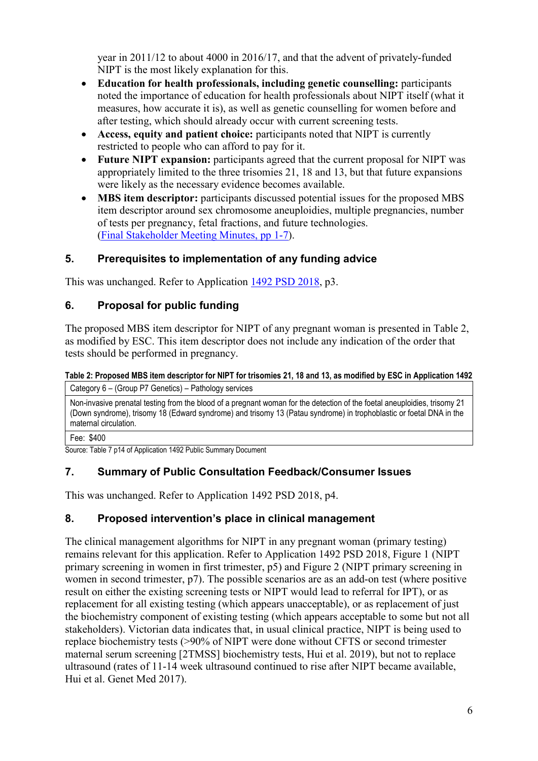year in 2011/12 to about 4000 in 2016/17, and that the advent of privately-funded NIPT is the most likely explanation for this.

- **Education for health professionals, including genetic counselling:** participants noted the importance of education for health professionals about NIPT itself (what it measures, how accurate it is), as well as genetic counselling for women before and after testing, which should already occur with current screening tests.
- **Access, equity and patient choice:** participants noted that NIPT is currently restricted to people who can afford to pay for it.
- **Future NIPT expansion:** participants agreed that the current proposal for NIPT was appropriately limited to the three trisomies 21, 18 and 13, but that future expansions were likely as the necessary evidence becomes available.
- **MBS item descriptor:** participants discussed potential issues for the proposed MBS item descriptor around sex chromosome aneuploidies, multiple pregnancies, number of tests per pregnancy, fetal fractions, and future technologies. (Final Stakeholder Meeting Minutes, pp 1-7).

## 5. Prerequisites to implementation of any funding advice

This was unchanged. Refer to Application 1492 PSD 2018, p3.

## 6. Proposal for public funding

The proposed MBS item descriptor for NIPT of any pregnant woman is presented in Table 2, as modified by ESC. This item descriptor does not include any indication of the order that tests should be performed in pregnancy.

**Table 2: Proposed MBS item descriptor for NIPT for trisomies 21, 18 and 13, as modified by ESC in Application 1492**

| Category 6 – (Group P7 Genetics) – Pathology services |
|---|
| Non-invasive prenatal testing from the blood of a pregnant woman for the detection of the foetal aneuploidies, trisomy 21 (Down syndrome), trisomy 18 (Edward syndrome) and trisomy 13 (Patau syndrome) in trophoblastic or foetal DNA in the maternal circulation. |
| Fee: $400 |

Source: Table 7 p14 of Application 1492 Public Summary Document

## 7. Summary of Public Consultation Feedback/Consumer Issues

This was unchanged. Refer to Application 1492 PSD 2018, p4.

## 8. Proposed intervention's place in clinical management

The clinical management algorithms for NIPT in any pregnant woman (primary testing) remains relevant for this application. Refer to Application 1492 PSD 2018, Figure 1 (NIPT primary screening in women in first trimester, p5) and Figure 2 (NIPT primary screening in women in second trimester, p7). The possible scenarios are as an add-on test (where positive result on either the existing screening tests or NIPT would lead to referral for IPT), or as replacement for all existing testing (which appears unacceptable), or as replacement of just the biochemistry component of existing testing (which appears acceptable to some but not all stakeholders). Victorian data indicates that, in usual clinical practice, NIPT is being used to replace biochemistry tests (>90% of NIPT were done without CFTS or second trimester maternal serum screening [2TMSS] biochemistry tests, Hui et al. 2019), but not to replace ultrasound (rates of 11-14 week ultrasound continued to rise after NIPT became available, Hui et al. Genet Med 2017).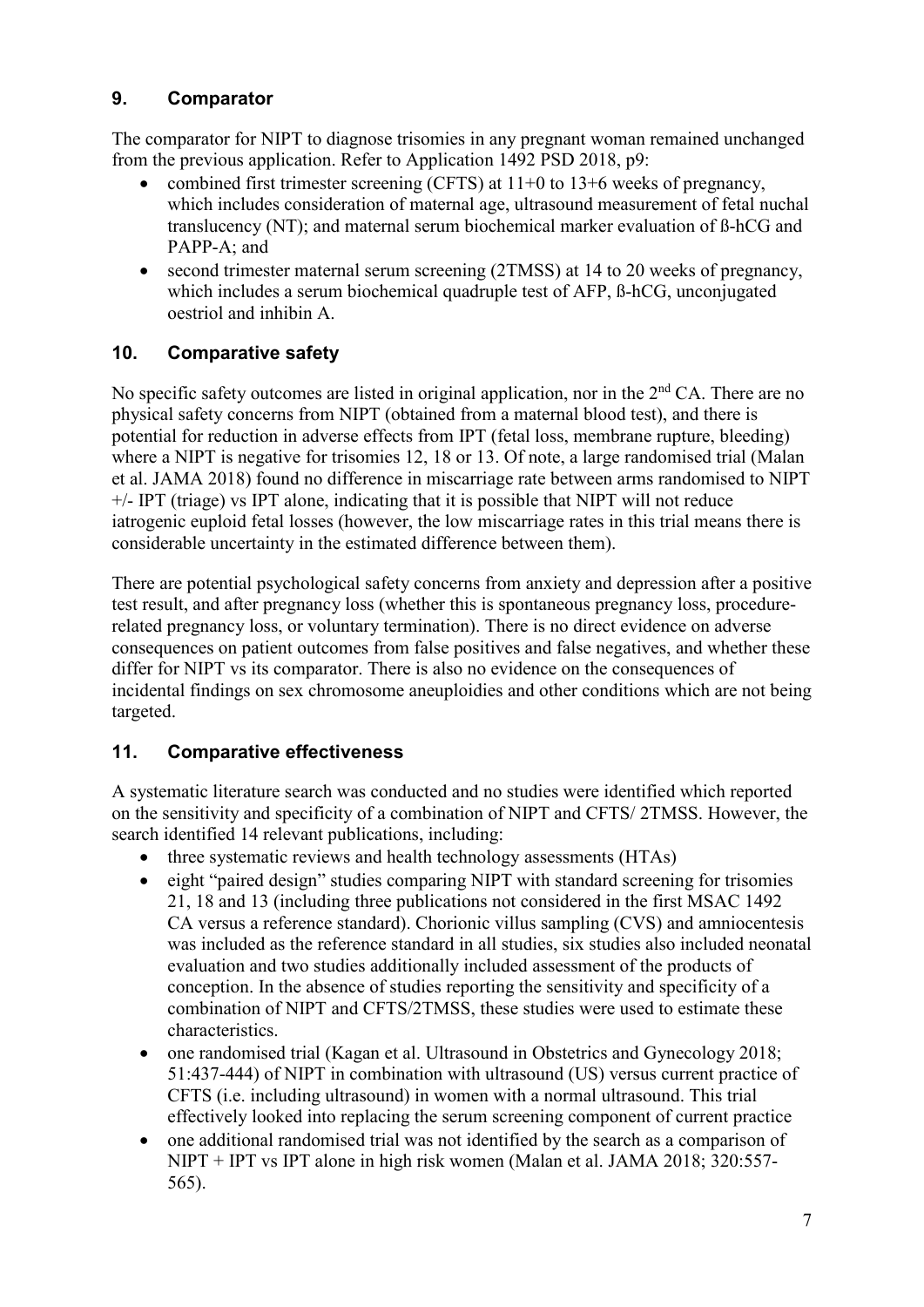## 9. Comparator

The comparator for NIPT to diagnose trisomies in any pregnant woman remained unchanged from the previous application. Refer to Application 1492 PSD 2018, p9:

- combined first trimester screening (CFTS) at 11+0 to 13+6 weeks of pregnancy, which includes consideration of maternal age, ultrasound measurement of fetal nuchal translucency (NT); and maternal serum biochemical marker evaluation of ß-hCG and PAPP-A; and
- second trimester maternal serum screening (2TMSS) at 14 to 20 weeks of pregnancy, which includes a serum biochemical quadruple test of AFP, ß-hCG, unconjugated oestriol and inhibin A.

## 10. Comparative safety

No specific safety outcomes are listed in original application, nor in the 2nd CA. There are no physical safety concerns from NIPT (obtained from a maternal blood test), and there is potential for reduction in adverse effects from IPT (fetal loss, membrane rupture, bleeding) where a NIPT is negative for trisomies 12, 18 or 13. Of note, a large randomised trial (Malan et al. JAMA 2018) found no difference in miscarriage rate between arms randomised to NIPT +/- IPT (triage) vs IPT alone, indicating that it is possible that NIPT will not reduce iatrogenic euploid fetal losses (however, the low miscarriage rates in this trial means there is considerable uncertainty in the estimated difference between them).

There are potential psychological safety concerns from anxiety and depression after a positive test result, and after pregnancy loss (whether this is spontaneous pregnancy loss, procedure-related pregnancy loss, or voluntary termination). There is no direct evidence on adverse consequences on patient outcomes from false positives and false negatives, and whether these differ for NIPT vs its comparator. There is also no evidence on the consequences of incidental findings on sex chromosome aneuploidies and other conditions which are not being targeted.

## 11. Comparative effectiveness

A systematic literature search was conducted and no studies were identified which reported on the sensitivity and specificity of a combination of NIPT and CFTS/ 2TMSS. However, the search identified 14 relevant publications, including:

- three systematic reviews and health technology assessments (HTAs)
- eight "paired design" studies comparing NIPT with standard screening for trisomies 21, 18 and 13 (including three publications not considered in the first MSAC 1492 CA versus a reference standard). Chorionic villus sampling (CVS) and amniocentesis was included as the reference standard in all studies, six studies also included neonatal evaluation and two studies additionally included assessment of the products of conception. In the absence of studies reporting the sensitivity and specificity of a combination of NIPT and CFTS/2TMSS, these studies were used to estimate these characteristics.
- one randomised trial (Kagan et al. Ultrasound in Obstetrics and Gynecology 2018; 51:437-444) of NIPT in combination with ultrasound (US) versus current practice of CFTS (i.e. including ultrasound) in women with a normal ultrasound. This trial effectively looked into replacing the serum screening component of current practice
- one additional randomised trial was not identified by the search as a comparison of NIPT + IPT vs IPT alone in high risk women (Malan et al. JAMA 2018; 320:557-565).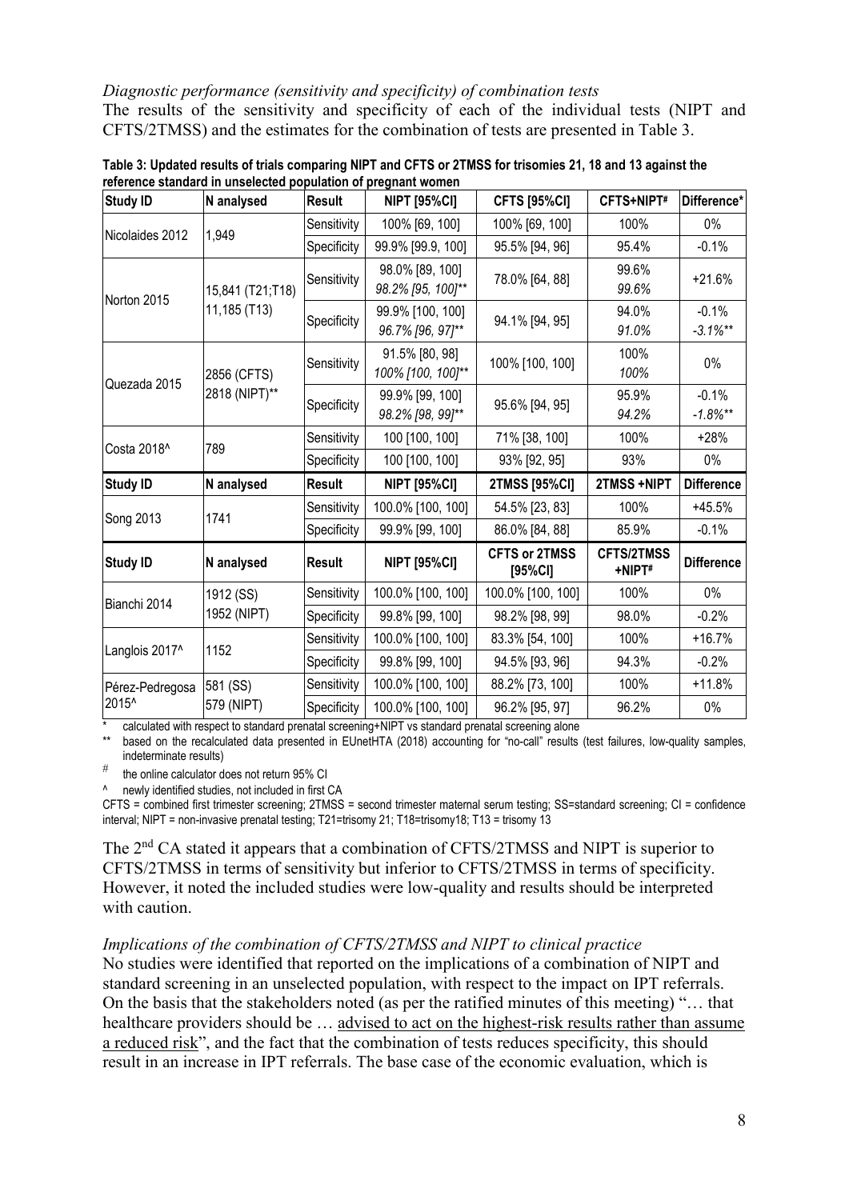*Diagnostic performance (sensitivity and specificity) of combination tests*

The results of the sensitivity and specificity of each of the individual tests (NIPT and CFTS/2TMSS) and the estimates for the combination of tests are presented in Table 3.

**Table 3: Updated results of trials comparing NIPT and CFTS or 2TMSS for trisomies 21, 18 and 13 against the reference standard in unselected population of pregnant women**

| Study ID | N analysed | Result | NIPT [95%CI] | CFTS [95%CI] | CFTS+NIPT# | Difference* |
|---|---|---|---|---|---|---|
| Nicolaides 2012 | 1,949 | Sensitivity | 100% [69, 100] | 100% [69, 100] | 100% | 0% |
| | | Specificity | 99.9% [99.9, 100] | 95.5% [94, 96] | 95.4% | -0.1% |
| Norton 2015 | 15,841 (T21;T18) 11,185 (T13) | Sensitivity | 98.0% [89, 100] *98.2% [95, 100]*** | 78.0% [64, 88] | 99.6% *99.6%* | +21.6% |
| | | Specificity | 99.9% [100, 100] *96.7% [96, 97]*** | 94.1% [94, 95] | 94.0% *91.0%* | -0.1% *-3.1%*** |
| Quezada 2015 | 2856 (CFTS) 2818 (NIPT)** | Sensitivity | 91.5% [80, 98] *100% [100, 100]*** | 100% [100, 100] | 100% *100%* | 0% |
| | | Specificity | 99.9% [99, 100] *98.2% [98, 99]*** | 95.6% [94, 95] | 95.9% *94.2%* | -0.1% *-1.8%*** |
| Costa 2018^ | 789 | Sensitivity | 100 [100, 100] | 71% [38, 100] | 100% | +28% |
| | | Specificity | 100 [100, 100] | 93% [92, 95] | 93% | 0% |
| **Study ID** | **N analysed** | **Result** | **NIPT [95%CI]** | **2TMSS [95%CI]** | **2TMSS +NIPT** | **Difference** |
| Song 2013 | 1741 | Sensitivity | 100.0% [100, 100] | 54.5% [23, 83] | 100% | +45.5% |
| | | Specificity | 99.9% [99, 100] | 86.0% [84, 88] | 85.9% | -0.1% |
| **Study ID** | **N analysed** | **Result** | **NIPT [95%CI]** | **CFTS or 2TMSS [95%CI]** | **CFTS/2TMSS +NIPT#** | **Difference** |
| Bianchi 2014 | 1912 (SS) 1952 (NIPT) | Sensitivity | 100.0% [100, 100] | 100.0% [100, 100] | 100% | 0% |
| | | Specificity | 99.8% [99, 100] | 98.2% [98, 99] | 98.0% | -0.2% |
| Langlois 2017^ | 1152 | Sensitivity | 100.0% [100, 100] | 83.3% [54, 100] | 100% | +16.7% |
| | | Specificity | 99.8% [99, 100] | 94.5% [93, 96] | 94.3% | -0.2% |
| Pérez-Pedregosa 2015^ | 581 (SS) 579 (NIPT) | Sensitivity | 100.0% [100, 100] | 88.2% [73, 100] | 100% | +11.8% |
| | | Specificity | 100.0% [100, 100] | 96.2% [95, 97] | 96.2% | 0% |

\* calculated with respect to standard prenatal screening+NIPT vs standard prenatal screening alone

** based on the recalculated data presented in EUnetHTA (2018) accounting for "no-call" results (test failures, low-quality samples, indeterminate results)

# the online calculator does not return 95% CI

^ newly identified studies, not included in first CA

CFTS = combined first trimester screening; 2TMSS = second trimester maternal serum testing; SS=standard screening; CI = confidence interval; NIPT = non-invasive prenatal testing; T21=trisomy 21; T18=trisomy18; T13 = trisomy 13

The 2nd CA stated it appears that a combination of CFTS/2TMSS and NIPT is superior to CFTS/2TMSS in terms of sensitivity but inferior to CFTS/2TMSS in terms of specificity. However, it noted the included studies were low-quality and results should be interpreted with caution.

*Implications of the combination of CFTS/2TMSS and NIPT to clinical practice*

No studies were identified that reported on the implications of a combination of NIPT and standard screening in an unselected population, with respect to the impact on IPT referrals. On the basis that the stakeholders noted (as per the ratified minutes of this meeting) "… that healthcare providers should be … advised to act on the highest-risk results rather than assume a reduced risk", and the fact that the combination of tests reduces specificity, this should result in an increase in IPT referrals. The base case of the economic evaluation, which is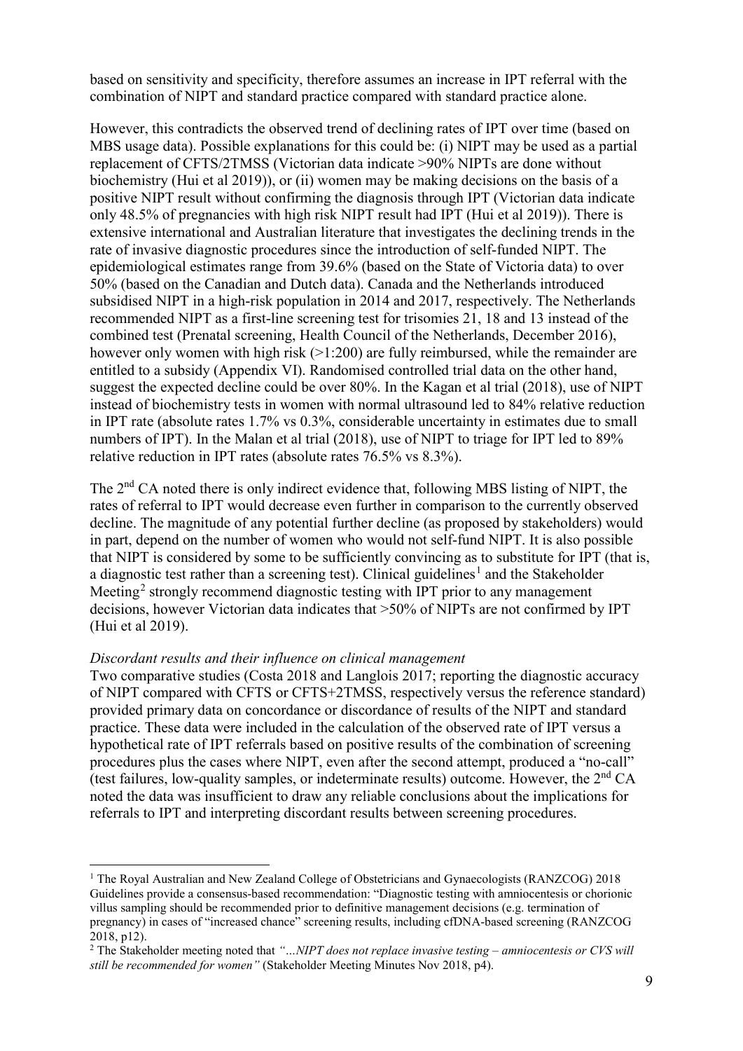based on sensitivity and specificity, therefore assumes an increase in IPT referral with the combination of NIPT and standard practice compared with standard practice alone.

However, this contradicts the observed trend of declining rates of IPT over time (based on MBS usage data). Possible explanations for this could be: (i) NIPT may be used as a partial replacement of CFTS/2TMSS (Victorian data indicate >90% NIPTs are done without biochemistry (Hui et al 2019)), or (ii) women may be making decisions on the basis of a positive NIPT result without confirming the diagnosis through IPT (Victorian data indicate only 48.5% of pregnancies with high risk NIPT result had IPT (Hui et al 2019)). There is extensive international and Australian literature that investigates the declining trends in the rate of invasive diagnostic procedures since the introduction of self-funded NIPT. The epidemiological estimates range from 39.6% (based on the State of Victoria data) to over 50% (based on the Canadian and Dutch data). Canada and the Netherlands introduced subsidised NIPT in a high-risk population in 2014 and 2017, respectively. The Netherlands recommended NIPT as a first-line screening test for trisomies 21, 18 and 13 instead of the combined test (Prenatal screening, Health Council of the Netherlands, December 2016), however only women with high risk (>1:200) are fully reimbursed, while the remainder are entitled to a subsidy (Appendix VI). Randomised controlled trial data on the other hand, suggest the expected decline could be over 80%. In the Kagan et al trial (2018), use of NIPT instead of biochemistry tests in women with normal ultrasound led to 84% relative reduction in IPT rate (absolute rates 1.7% vs 0.3%, considerable uncertainty in estimates due to small numbers of IPT). In the Malan et al trial (2018), use of NIPT to triage for IPT led to 89% relative reduction in IPT rates (absolute rates 76.5% vs 8.3%).

The 2nd CA noted there is only indirect evidence that, following MBS listing of NIPT, the rates of referral to IPT would decrease even further in comparison to the currently observed decline. The magnitude of any potential further decline (as proposed by stakeholders) would in part, depend on the number of women who would not self-fund NIPT. It is also possible that NIPT is considered by some to be sufficiently convincing as to substitute for IPT (that is, a diagnostic test rather than a screening test). Clinical guidelines[1] and the Stakeholder Meeting[2] strongly recommend diagnostic testing with IPT prior to any management decisions, however Victorian data indicates that >50% of NIPTs are not confirmed by IPT (Hui et al 2019).

*Discordant results and their influence on clinical management*

Two comparative studies (Costa 2018 and Langlois 2017; reporting the diagnostic accuracy of NIPT compared with CFTS or CFTS+2TMSS, respectively versus the reference standard) provided primary data on concordance or discordance of results of the NIPT and standard practice. These data were included in the calculation of the observed rate of IPT versus a hypothetical rate of IPT referrals based on positive results of the combination of screening procedures plus the cases where NIPT, even after the second attempt, produced a "no-call" (test failures, low-quality samples, or indeterminate results) outcome. However, the 2nd CA noted the data was insufficient to draw any reliable conclusions about the implications for referrals to IPT and interpreting discordant results between screening procedures.

---

[1] The Royal Australian and New Zealand College of Obstetricians and Gynaecologists (RANZCOG) 2018 Guidelines provide a consensus-based recommendation: "Diagnostic testing with amniocentesis or chorionic villus sampling should be recommended prior to definitive management decisions (e.g. termination of pregnancy) in cases of "increased chance" screening results, including cfDNA-based screening (RANZCOG 2018, p12).

[2] The Stakeholder meeting noted that *"…NIPT does not replace invasive testing – amniocentesis or CVS will still be recommended for women"* (Stakeholder Meeting Minutes Nov 2018, p4).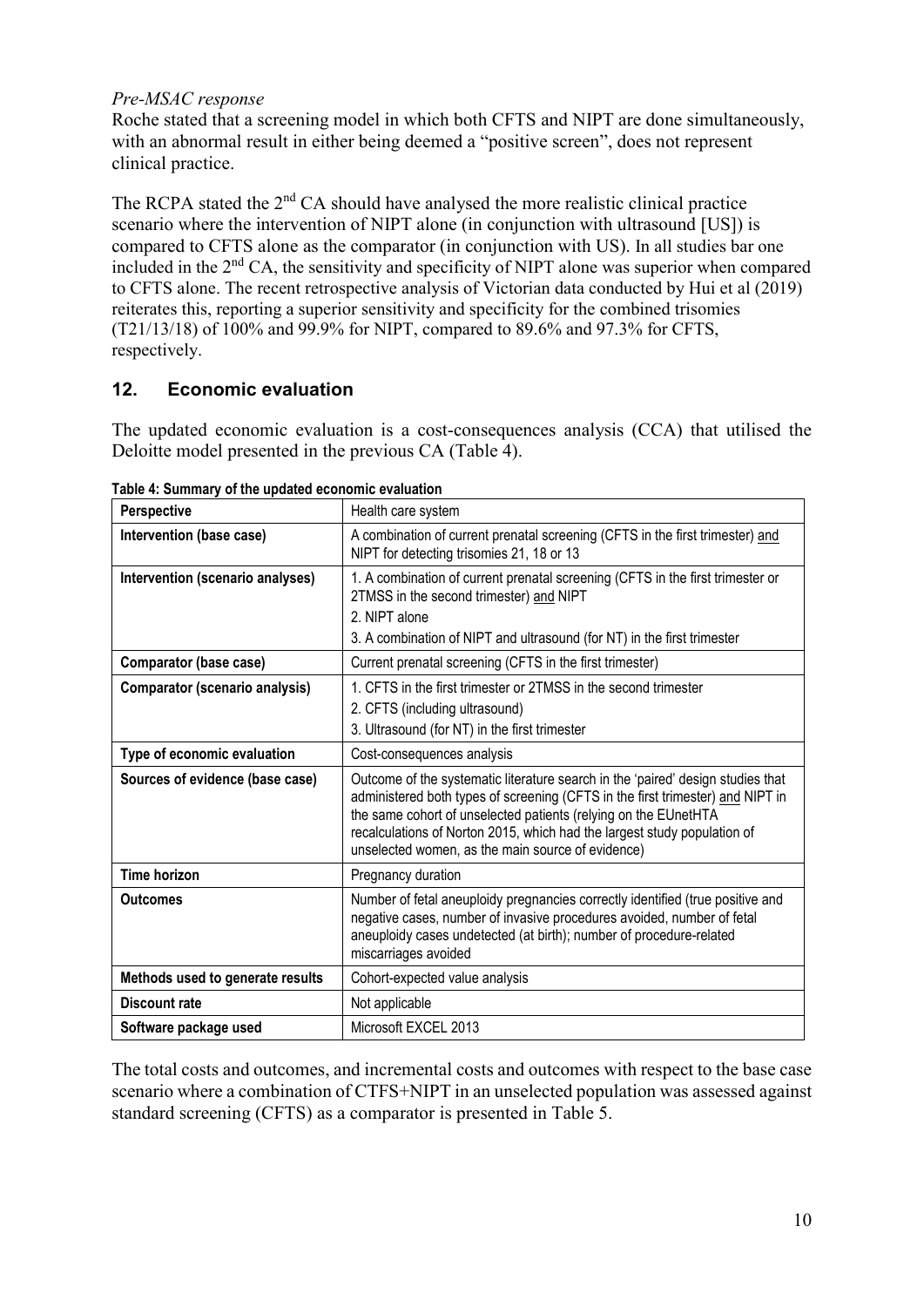*Pre-MSAC response*

Roche stated that a screening model in which both CFTS and NIPT are done simultaneously, with an abnormal result in either being deemed a "positive screen", does not represent clinical practice.

The RCPA stated the 2[nd] CA should have analysed the more realistic clinical practice scenario where the intervention of NIPT alone (in conjunction with ultrasound [US]) is compared to CFTS alone as the comparator (in conjunction with US). In all studies bar one included in the 2[nd] CA, the sensitivity and specificity of NIPT alone was superior when compared to CFTS alone. The recent retrospective analysis of Victorian data conducted by Hui et al (2019) reiterates this, reporting a superior sensitivity and specificity for the combined trisomies (T21/13/18) of 100% and 99.9% for NIPT, compared to 89.6% and 97.3% for CFTS, respectively.

## 12. Economic evaluation

The updated economic evaluation is a cost-consequences analysis (CCA) that utilised the Deloitte model presented in the previous CA (Table 4).

**Table 4: Summary of the updated economic evaluation**

| Perspective | Health care system |
|---|---|
| **Intervention (base case)** | A combination of current prenatal screening (CFTS in the first trimester) <u>and</u> NIPT for detecting trisomies 21, 18 or 13 |
| **Intervention (scenario analyses)** | 1. A combination of current prenatal screening (CFTS in the first trimester or 2TMSS in the second trimester) <u>and</u> NIPT<br>2. NIPT alone<br>3. A combination of NIPT and ultrasound (for NT) in the first trimester |
| **Comparator (base case)** | Current prenatal screening (CFTS in the first trimester) |
| **Comparator (scenario analysis)** | 1. CFTS in the first trimester or 2TMSS in the second trimester<br>2. CFTS (including ultrasound)<br>3. Ultrasound (for NT) in the first trimester |
| **Type of economic evaluation** | Cost-consequences analysis |
| **Sources of evidence (base case)** | Outcome of the systematic literature search in the 'paired' design studies that administered both types of screening (CFTS in the first trimester) <u>and</u> NIPT in the same cohort of unselected patients (relying on the EUnetHTA recalculations of Norton 2015, which had the largest study population of unselected women, as the main source of evidence) |
| **Time horizon** | Pregnancy duration |
| **Outcomes** | Number of fetal aneuploidy pregnancies correctly identified (true positive and negative cases, number of invasive procedures avoided, number of fetal aneuploidy cases undetected (at birth); number of procedure-related miscarriages avoided |
| **Methods used to generate results** | Cohort-expected value analysis |
| **Discount rate** | Not applicable |
| **Software package used** | Microsoft EXCEL 2013 |

The total costs and outcomes, and incremental costs and outcomes with respect to the base case scenario where a combination of CTFS+NIPT in an unselected population was assessed against standard screening (CFTS) as a comparator is presented in Table 5.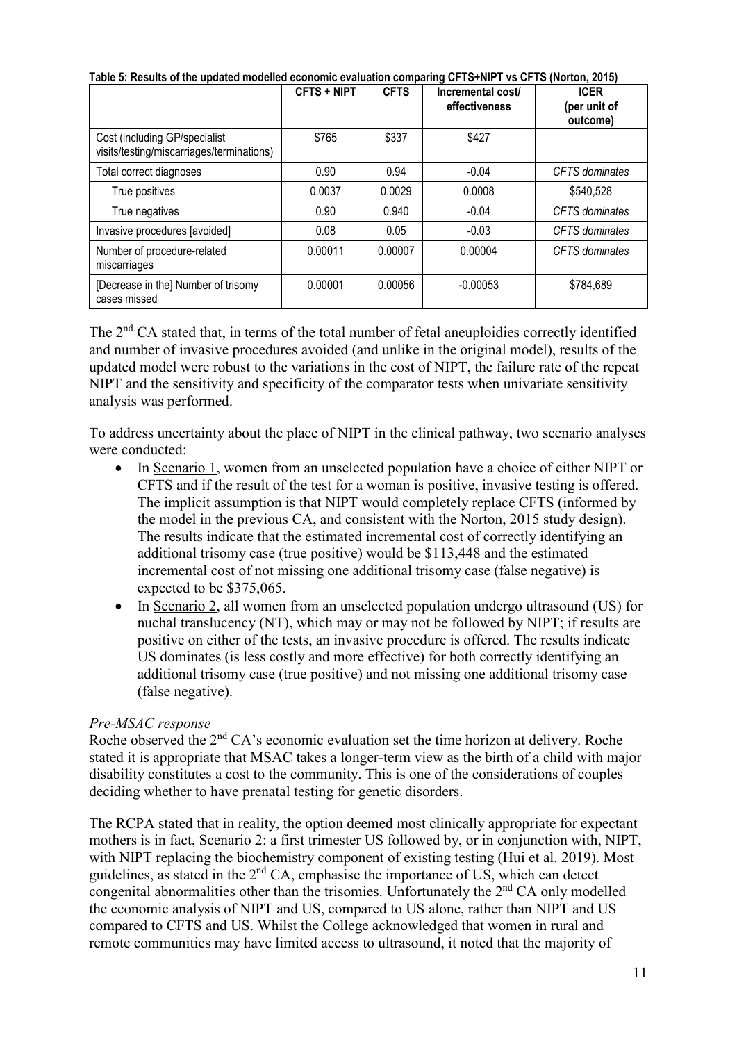**Table 5: Results of the updated modelled economic evaluation comparing CFTS+NIPT vs CFTS (Norton, 2015)**

| | CFTS + NIPT | CFTS | Incremental cost/ effectiveness | ICER (per unit of outcome) |
|---|---|---|---|---|
| Cost (including GP/specialist visits/testing/miscarriages/terminations) | $765 | $337 | $427 | |
| Total correct diagnoses | 0.90 | 0.94 | -0.04 | *CFTS dominates* |
| True positives | 0.0037 | 0.0029 | 0.0008 | $540,528 |
| True negatives | 0.90 | 0.940 | -0.04 | *CFTS dominates* |
| Invasive procedures [avoided] | 0.08 | 0.05 | -0.03 | *CFTS dominates* |
| Number of procedure-related miscarriages | 0.00011 | 0.00007 | 0.00004 | *CFTS dominates* |
| [Decrease in the] Number of trisomy cases missed | 0.00001 | 0.00056 | -0.00053 | $784,689 |

The 2nd CA stated that, in terms of the total number of fetal aneuploidies correctly identified and number of invasive procedures avoided (and unlike in the original model), results of the updated model were robust to the variations in the cost of NIPT, the failure rate of the repeat NIPT and the sensitivity and specificity of the comparator tests when univariate sensitivity analysis was performed.

To address uncertainty about the place of NIPT in the clinical pathway, two scenario analyses were conducted:

- In Scenario 1, women from an unselected population have a choice of either NIPT or CFTS and if the result of the test for a woman is positive, invasive testing is offered. The implicit assumption is that NIPT would completely replace CFTS (informed by the model in the previous CA, and consistent with the Norton, 2015 study design). The results indicate that the estimated incremental cost of correctly identifying an additional trisomy case (true positive) would be $113,448 and the estimated incremental cost of not missing one additional trisomy case (false negative) is expected to be $375,065.
- In Scenario 2, all women from an unselected population undergo ultrasound (US) for nuchal translucency (NT), which may or may not be followed by NIPT; if results are positive on either of the tests, an invasive procedure is offered. The results indicate US dominates (is less costly and more effective) for both correctly identifying an additional trisomy case (true positive) and not missing one additional trisomy case (false negative).

*Pre-MSAC response*

Roche observed the 2nd CA's economic evaluation set the time horizon at delivery. Roche stated it is appropriate that MSAC takes a longer-term view as the birth of a child with major disability constitutes a cost to the community. This is one of the considerations of couples deciding whether to have prenatal testing for genetic disorders.

The RCPA stated that in reality, the option deemed most clinically appropriate for expectant mothers is in fact, Scenario 2: a first trimester US followed by, or in conjunction with, NIPT, with NIPT replacing the biochemistry component of existing testing (Hui et al. 2019). Most guidelines, as stated in the 2nd CA, emphasise the importance of US, which can detect congenital abnormalities other than the trisomies. Unfortunately the 2nd CA only modelled the economic analysis of NIPT and US, compared to US alone, rather than NIPT and US compared to CFTS and US. Whilst the College acknowledged that women in rural and remote communities may have limited access to ultrasound, it noted that the majority of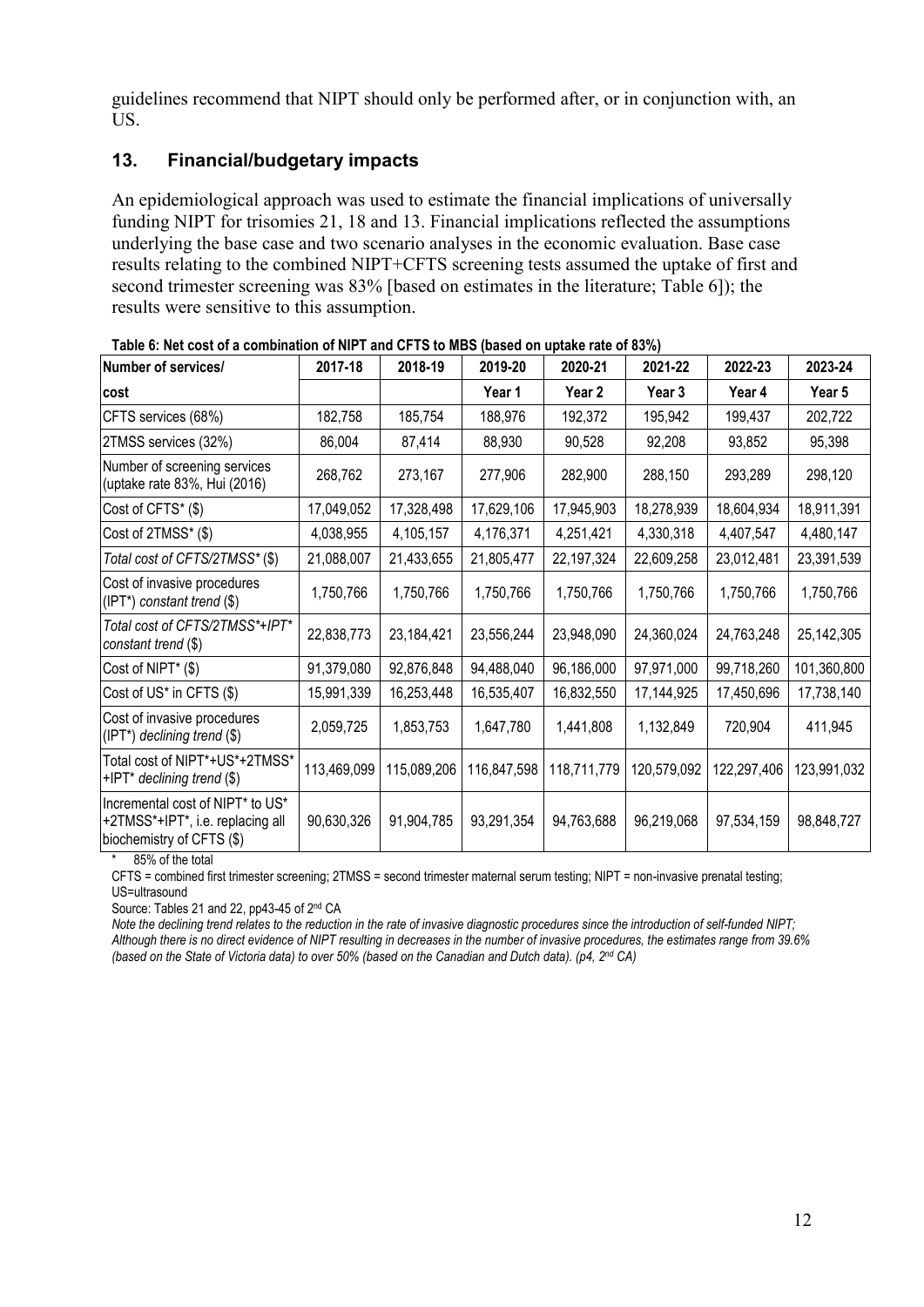guidelines recommend that NIPT should only be performed after, or in conjunction with, an US.

## 13. Financial/budgetary impacts

An epidemiological approach was used to estimate the financial implications of universally funding NIPT for trisomies 21, 18 and 13. Financial implications reflected the assumptions underlying the base case and two scenario analyses in the economic evaluation. Base case results relating to the combined NIPT+CFTS screening tests assumed the uptake of first and second trimester screening was 83% [based on estimates in the literature; Table 6]); the results were sensitive to this assumption.

**Table 6: Net cost of a combination of NIPT and CFTS to MBS (based on uptake rate of 83%)**

| Number of services/ cost | 2017-18 | 2018-19 | 2019-20 Year 1 | 2020-21 Year 2 | 2021-22 Year 3 | 2022-23 Year 4 | 2023-24 Year 5 |
|---|---|---|---|---|---|---|---|
| CFTS services (68%) | 182,758 | 185,754 | 188,976 | 192,372 | 195,942 | 199,437 | 202,722 |
| 2TMSS services (32%) | 86,004 | 87,414 | 88,930 | 90,528 | 92,208 | 93,852 | 95,398 |
| Number of screening services (uptake rate 83%, Hui (2016) | 268,762 | 273,167 | 277,906 | 282,900 | 288,150 | 293,289 | 298,120 |
| Cost of CFTS* ($) | 17,049,052 | 17,328,498 | 17,629,106 | 17,945,903 | 18,278,939 | 18,604,934 | 18,911,391 |
| Cost of 2TMSS* ($) | 4,038,955 | 4,105,157 | 4,176,371 | 4,251,421 | 4,330,318 | 4,407,547 | 4,480,147 |
| *Total cost of CFTS/2TMSS* ($)* | 21,088,007 | 21,433,655 | 21,805,477 | 22,197,324 | 22,609,258 | 23,012,481 | 23,391,539 |
| Cost of invasive procedures (IPT*) *constant trend* ($) | 1,750,766 | 1,750,766 | 1,750,766 | 1,750,766 | 1,750,766 | 1,750,766 | 1,750,766 |
| *Total cost of CFTS/2TMSS*+IPT* constant trend* ($) | 22,838,773 | 23,184,421 | 23,556,244 | 23,948,090 | 24,360,024 | 24,763,248 | 25,142,305 |
| Cost of NIPT* ($) | 91,379,080 | 92,876,848 | 94,488,040 | 96,186,000 | 97,971,000 | 99,718,260 | 101,360,800 |
| Cost of US* in CFTS ($) | 15,991,339 | 16,253,448 | 16,535,407 | 16,832,550 | 17,144,925 | 17,450,696 | 17,738,140 |
| Cost of invasive procedures (IPT*) *declining trend* ($) | 2,059,725 | 1,853,753 | 1,647,780 | 1,441,808 | 1,132,849 | 720,904 | 411,945 |
| Total cost of NIPT*+US*+2TMSS* +IPT* *declining trend* ($) | 113,469,099 | 115,089,206 | 116,847,598 | 118,711,779 | 120,579,092 | 122,297,406 | 123,991,032 |
| Incremental cost of NIPT* to US* +2TMSS*+IPT*, i.e. replacing all biochemistry of CFTS ($) | 90,630,326 | 91,904,785 | 93,291,354 | 94,763,688 | 96,219,068 | 97,534,159 | 98,848,727 |

\* 85% of the total

CFTS = combined first trimester screening; 2TMSS = second trimester maternal serum testing; NIPT = non-invasive prenatal testing; US=ultrasound

Source: Tables 21 and 22, pp43-45 of 2nd CA

*Note the declining trend relates to the reduction in the rate of invasive diagnostic procedures since the introduction of self-funded NIPT; Although there is no direct evidence of NIPT resulting in decreases in the number of invasive procedures, the estimates range from 39.6% (based on the State of Victoria data) to over 50% (based on the Canadian and Dutch data). (p4, 2nd CA)*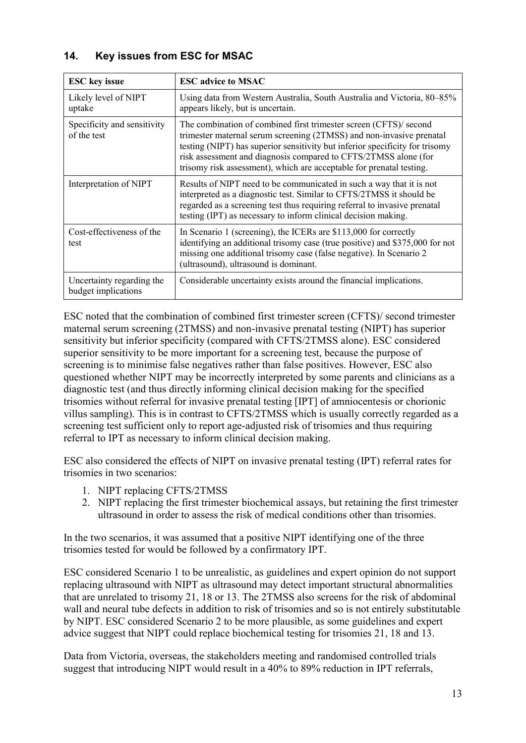## 14. Key issues from ESC for MSAC

| ESC key issue | ESC advice to MSAC |
|---|---|
| Likely level of NIPT uptake | Using data from Western Australia, South Australia and Victoria, 80–85% appears likely, but is uncertain. |
| Specificity and sensitivity of the test | The combination of combined first trimester screen (CFTS)/ second trimester maternal serum screening (2TMSS) and non-invasive prenatal testing (NIPT) has superior sensitivity but inferior specificity for trisomy risk assessment and diagnosis compared to CFTS/2TMSS alone (for trisomy risk assessment), which are acceptable for prenatal testing. |
| Interpretation of NIPT | Results of NIPT need to be communicated in such a way that it is not interpreted as a diagnostic test. Similar to CFTS/2TMSS it should be regarded as a screening test thus requiring referral to invasive prenatal testing (IPT) as necessary to inform clinical decision making. |
| Cost-effectiveness of the test | In Scenario 1 (screening), the ICERs are $113,000 for correctly identifying an additional trisomy case (true positive) and $375,000 for not missing one additional trisomy case (false negative). In Scenario 2 (ultrasound), ultrasound is dominant. |
| Uncertainty regarding the budget implications | Considerable uncertainty exists around the financial implications. |

ESC noted that the combination of combined first trimester screen (CFTS)/ second trimester maternal serum screening (2TMSS) and non-invasive prenatal testing (NIPT) has superior sensitivity but inferior specificity (compared with CFTS/2TMSS alone). ESC considered superior sensitivity to be more important for a screening test, because the purpose of screening is to minimise false negatives rather than false positives. However, ESC also questioned whether NIPT may be incorrectly interpreted by some parents and clinicians as a diagnostic test (and thus directly informing clinical decision making for the specified trisomies without referral for invasive prenatal testing [IPT] of amniocentesis or chorionic villus sampling). This is in contrast to CFTS/2TMSS which is usually correctly regarded as a screening test sufficient only to report age-adjusted risk of trisomies and thus requiring referral to IPT as necessary to inform clinical decision making.

ESC also considered the effects of NIPT on invasive prenatal testing (IPT) referral rates for trisomies in two scenarios:

1. NIPT replacing CFTS/2TMSS
2. NIPT replacing the first trimester biochemical assays, but retaining the first trimester ultrasound in order to assess the risk of medical conditions other than trisomies.

In the two scenarios, it was assumed that a positive NIPT identifying one of the three trisomies tested for would be followed by a confirmatory IPT.

ESC considered Scenario 1 to be unrealistic, as guidelines and expert opinion do not support replacing ultrasound with NIPT as ultrasound may detect important structural abnormalities that are unrelated to trisomy 21, 18 or 13. The 2TMSS also screens for the risk of abdominal wall and neural tube defects in addition to risk of trisomies and so is not entirely substitutable by NIPT. ESC considered Scenario 2 to be more plausible, as some guidelines and expert advice suggest that NIPT could replace biochemical testing for trisomies 21, 18 and 13.

Data from Victoria, overseas, the stakeholders meeting and randomised controlled trials suggest that introducing NIPT would result in a 40% to 89% reduction in IPT referrals,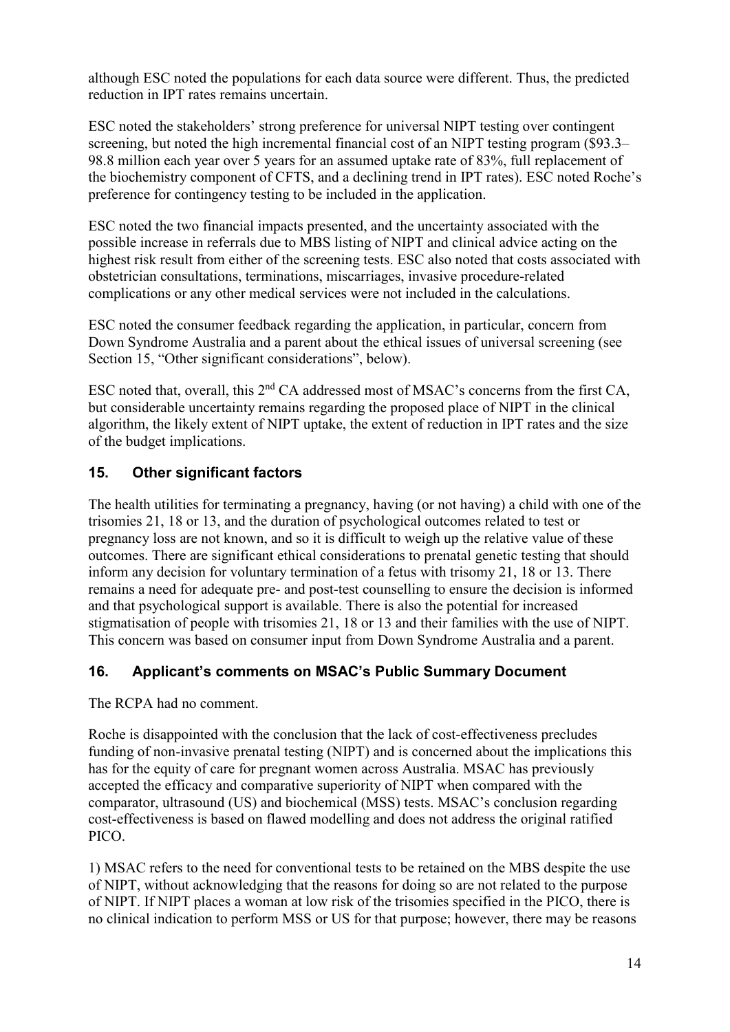although ESC noted the populations for each data source were different. Thus, the predicted reduction in IPT rates remains uncertain.

ESC noted the stakeholders' strong preference for universal NIPT testing over contingent screening, but noted the high incremental financial cost of an NIPT testing program ($93.3–98.8 million each year over 5 years for an assumed uptake rate of 83%, full replacement of the biochemistry component of CFTS, and a declining trend in IPT rates). ESC noted Roche's preference for contingency testing to be included in the application.

ESC noted the two financial impacts presented, and the uncertainty associated with the possible increase in referrals due to MBS listing of NIPT and clinical advice acting on the highest risk result from either of the screening tests. ESC also noted that costs associated with obstetrician consultations, terminations, miscarriages, invasive procedure-related complications or any other medical services were not included in the calculations.

ESC noted the consumer feedback regarding the application, in particular, concern from Down Syndrome Australia and a parent about the ethical issues of universal screening (see Section 15, "Other significant considerations", below).

ESC noted that, overall, this 2nd CA addressed most of MSAC's concerns from the first CA, but considerable uncertainty remains regarding the proposed place of NIPT in the clinical algorithm, the likely extent of NIPT uptake, the extent of reduction in IPT rates and the size of the budget implications.

## 15. Other significant factors

The health utilities for terminating a pregnancy, having (or not having) a child with one of the trisomies 21, 18 or 13, and the duration of psychological outcomes related to test or pregnancy loss are not known, and so it is difficult to weigh up the relative value of these outcomes. There are significant ethical considerations to prenatal genetic testing that should inform any decision for voluntary termination of a fetus with trisomy 21, 18 or 13. There remains a need for adequate pre- and post-test counselling to ensure the decision is informed and that psychological support is available. There is also the potential for increased stigmatisation of people with trisomies 21, 18 or 13 and their families with the use of NIPT. This concern was based on consumer input from Down Syndrome Australia and a parent.

## 16. Applicant's comments on MSAC's Public Summary Document

The RCPA had no comment.

Roche is disappointed with the conclusion that the lack of cost-effectiveness precludes funding of non-invasive prenatal testing (NIPT) and is concerned about the implications this has for the equity of care for pregnant women across Australia. MSAC has previously accepted the efficacy and comparative superiority of NIPT when compared with the comparator, ultrasound (US) and biochemical (MSS) tests. MSAC's conclusion regarding cost-effectiveness is based on flawed modelling and does not address the original ratified PICO.

1) MSAC refers to the need for conventional tests to be retained on the MBS despite the use of NIPT, without acknowledging that the reasons for doing so are not related to the purpose of NIPT. If NIPT places a woman at low risk of the trisomies specified in the PICO, there is no clinical indication to perform MSS or US for that purpose; however, there may be reasons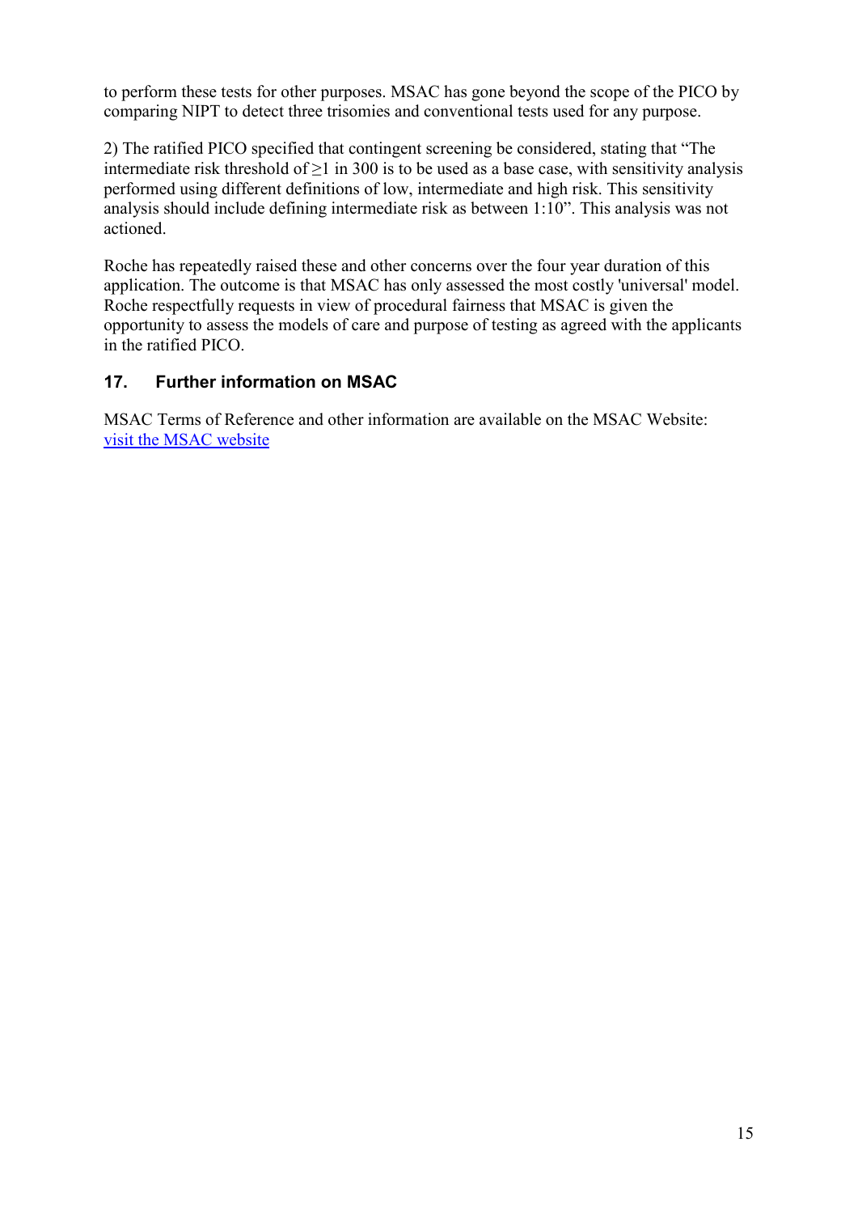to perform these tests for other purposes. MSAC has gone beyond the scope of the PICO by comparing NIPT to detect three trisomies and conventional tests used for any purpose.

2) The ratified PICO specified that contingent screening be considered, stating that "The intermediate risk threshold of ≥1 in 300 is to be used as a base case, with sensitivity analysis performed using different definitions of low, intermediate and high risk. This sensitivity analysis should include defining intermediate risk as between 1:10". This analysis was not actioned.

Roche has repeatedly raised these and other concerns over the four year duration of this application. The outcome is that MSAC has only assessed the most costly 'universal' model. Roche respectfully requests in view of procedural fairness that MSAC is given the opportunity to assess the models of care and purpose of testing as agreed with the applicants in the ratified PICO.

## 17. Further information on MSAC

MSAC Terms of Reference and other information are available on the MSAC Website: [visit the MSAC website]